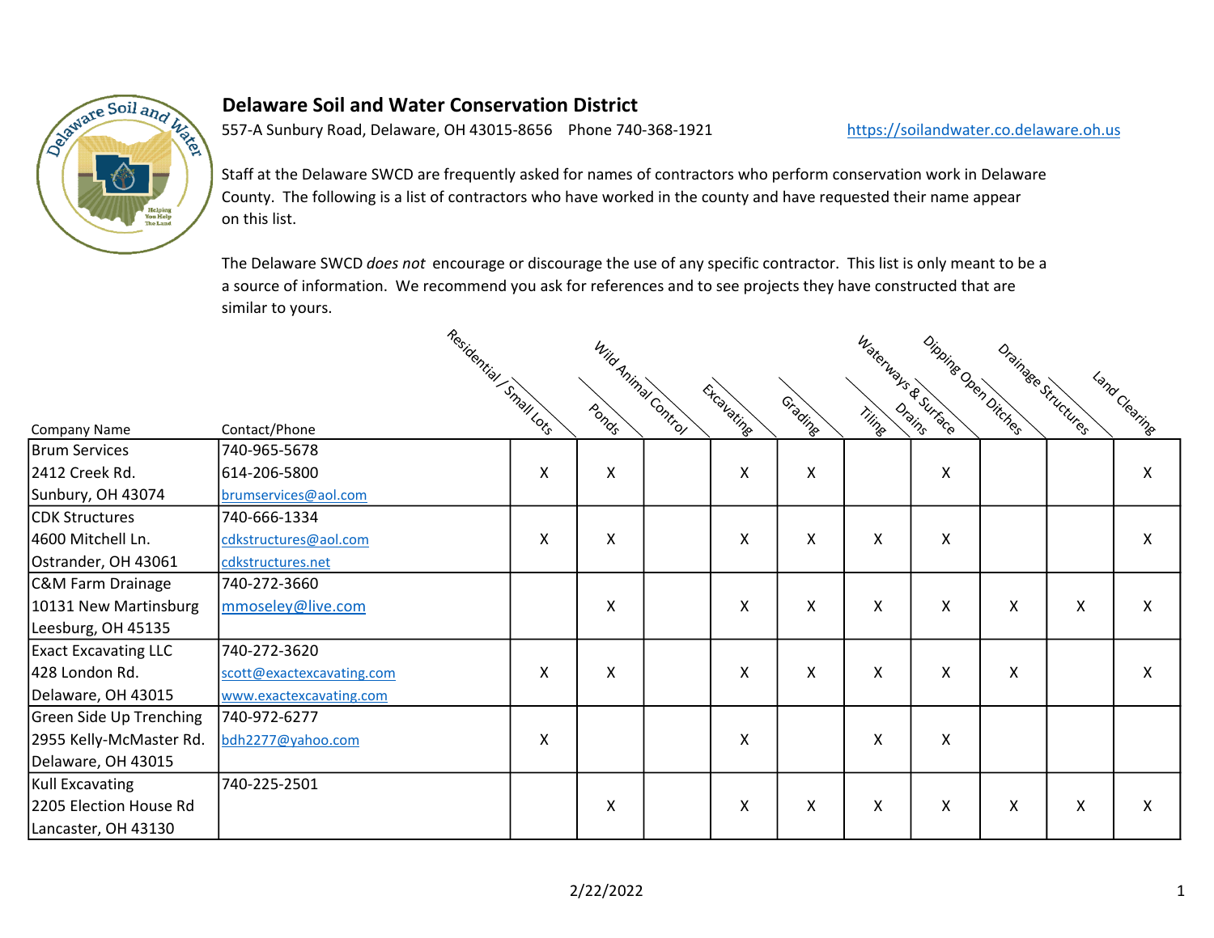# Delaware Soil and Water Conservation District

557-A Sunbury Road, Delaware, OH 43015-8656 Phone 740-368-1921 https://soilandwater.co.delaware.oh.us

Staff at the Delaware SWCD are frequently asked for names of contractors who perform conservation work in Delaware County. The following is a list of contractors who have worked in the county and have requested their name appear on this list.

The Delaware SWCD *does not* encourage or discourage the use of any specific contractor. This list is only meant to be a a source of information. We recommend you ask for references and to see projects they have constructed that are similar to yours.

| Company Name | Contact/Phone | Residential / Small Lots | Ponds | Wild Animal Control | Excavating | Grading | Tiling | Waterways & Surface Drains | Dipping Open Ditches | Drainage Structures | Land Clearing |
|---|---|---|---|---|---|---|---|---|---|---|---|
| Brum Services<br>2412 Creek Rd.<br>Sunbury, OH 43074 | 740-965-5678<br>614-206-5800<br>brumservices@aol.com | X | X | | X | X | | X | | | X |
| CDK Structures<br>4600 Mitchell Ln.<br>Ostrander, OH 43061 | 740-666-1334<br>cdkstructures@aol.com<br>cdkstructures.net | X | X | | X | X | X | X | | | X |
| C&M Farm Drainage<br>10131 New Martinsburg<br>Leesburg, OH 45135 | 740-272-3660<br>mmoseley@live.com | | X | | X | X | X | X | X | X | X |
| Exact Excavating LLC<br>428 London Rd.<br>Delaware, OH 43015 | 740-272-3620<br>scott@exactexcavating.com<br>www.exactexcavating.com | X | X | | X | X | X | X | X | | X |
| Green Side Up Trenching<br>2955 Kelly-McMaster Rd.<br>Delaware, OH 43015 | 740-972-6277<br>bdh2277@yahoo.com | X | | | X | | X | X | | | |
| Kull Excavating<br>2205 Election House Rd<br>Lancaster, OH 43130 | 740-225-2501 | | X | | X | X | X | X | X | X | X |

2/22/2022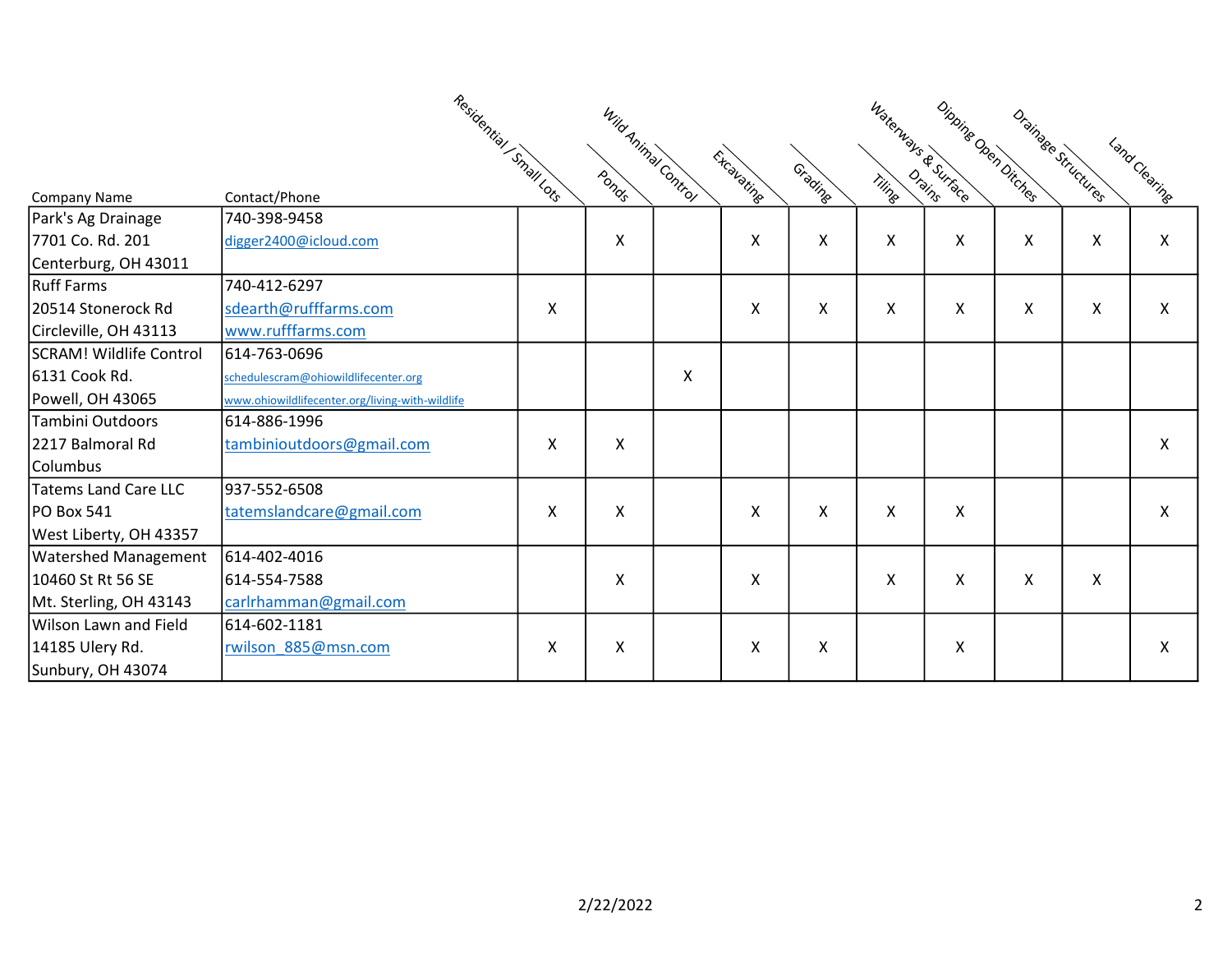| Company Name | Contact/Phone | Residential / Small Lots | Ponds | Wild Animal Control | Excavating | Grading | Tiling | Waterways & Surface Drains | Dipping Open Ditches | Drainage Structures | Land Clearing |
|---|---|---|---|---|---|---|---|---|---|---|---|
| Park's Ag Drainage<br>7701 Co. Rd. 201<br>Centerburg, OH 43011 | 740-398-9458<br>digger2400@icloud.com | | X | | X | X | X | X | X | X | X |
| Ruff Farms<br>20514 Stonerock Rd<br>Circleville, OH 43113 | 740-412-6297<br>sdearth@rufffarms.com<br>www.rufffarms.com | X | | | X | X | X | X | X | X | X |
| SCRAM! Wildlife Control<br>6131 Cook Rd.<br>Powell, OH 43065 | 614-763-0696<br>schedulescram@ohiowildlifecenter.org<br>www.ohiowildlifecenter.org/living-with-wildlife | | | X | | | | | | | |
| Tambini Outdoors<br>2217 Balmoral Rd<br>Columbus | 614-886-1996<br>tambinioutdoors@gmail.com | X | X | | | | | | | | X |
| Tatems Land Care LLC<br>PO Box 541<br>West Liberty, OH 43357 | 937-552-6508<br>tatemslandcare@gmail.com | X | X | | X | X | X | X | | | X |
| Watershed Management<br>10460 St Rt 56 SE<br>Mt. Sterling, OH 43143 | 614-402-4016<br>614-554-7588<br>carlrhamman@gmail.com | | X | | X | | X | X | X | X | |
| Wilson Lawn and Field<br>14185 Ulery Rd.<br>Sunbury, OH 43074 | 614-602-1181<br>rwilson_885@msn.com | X | X | | X | X | | X | | | X |